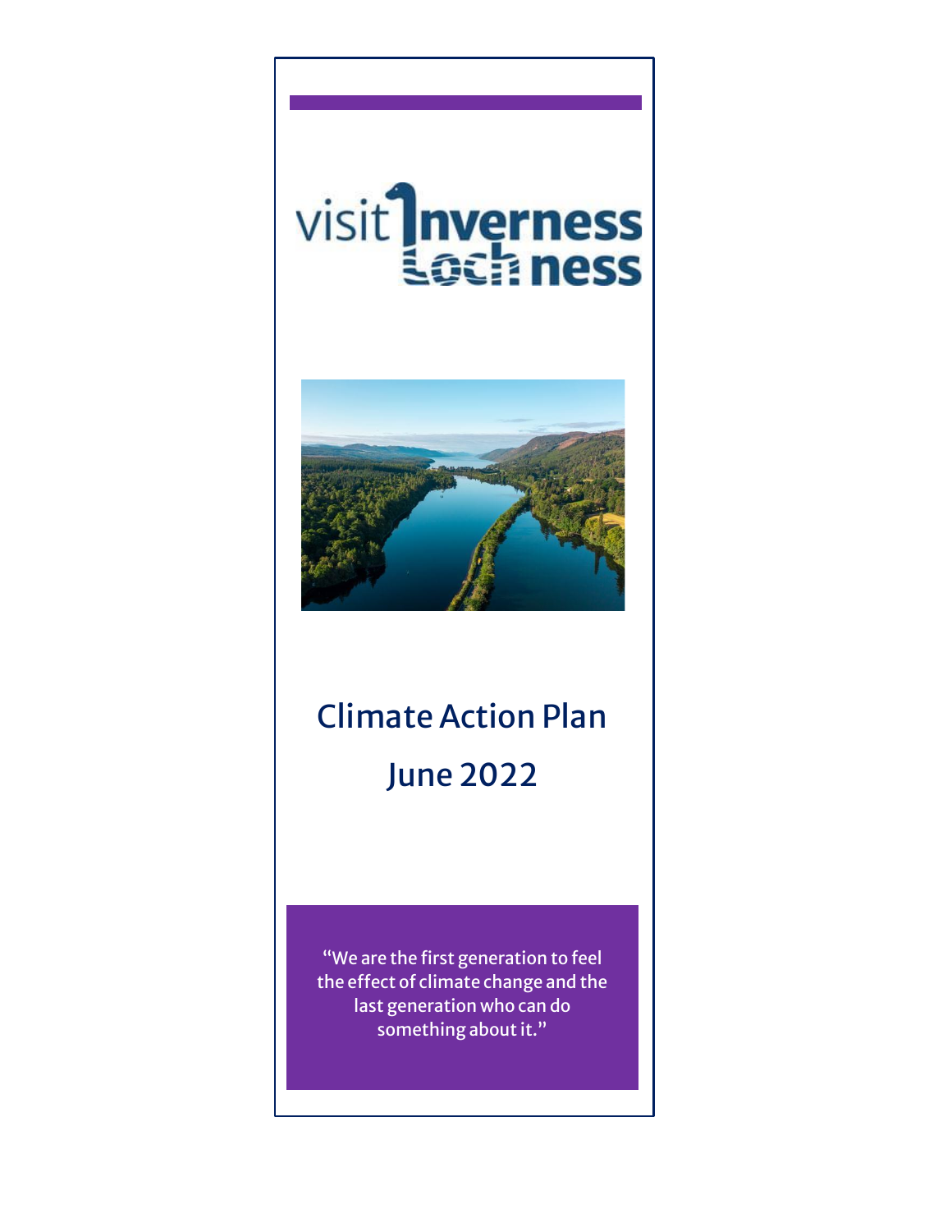visit Inverness Loch ness

# Climate Action Plan

# June 2022

"We are the first generation to feel the effect of climate change and the last generation who can do something about it."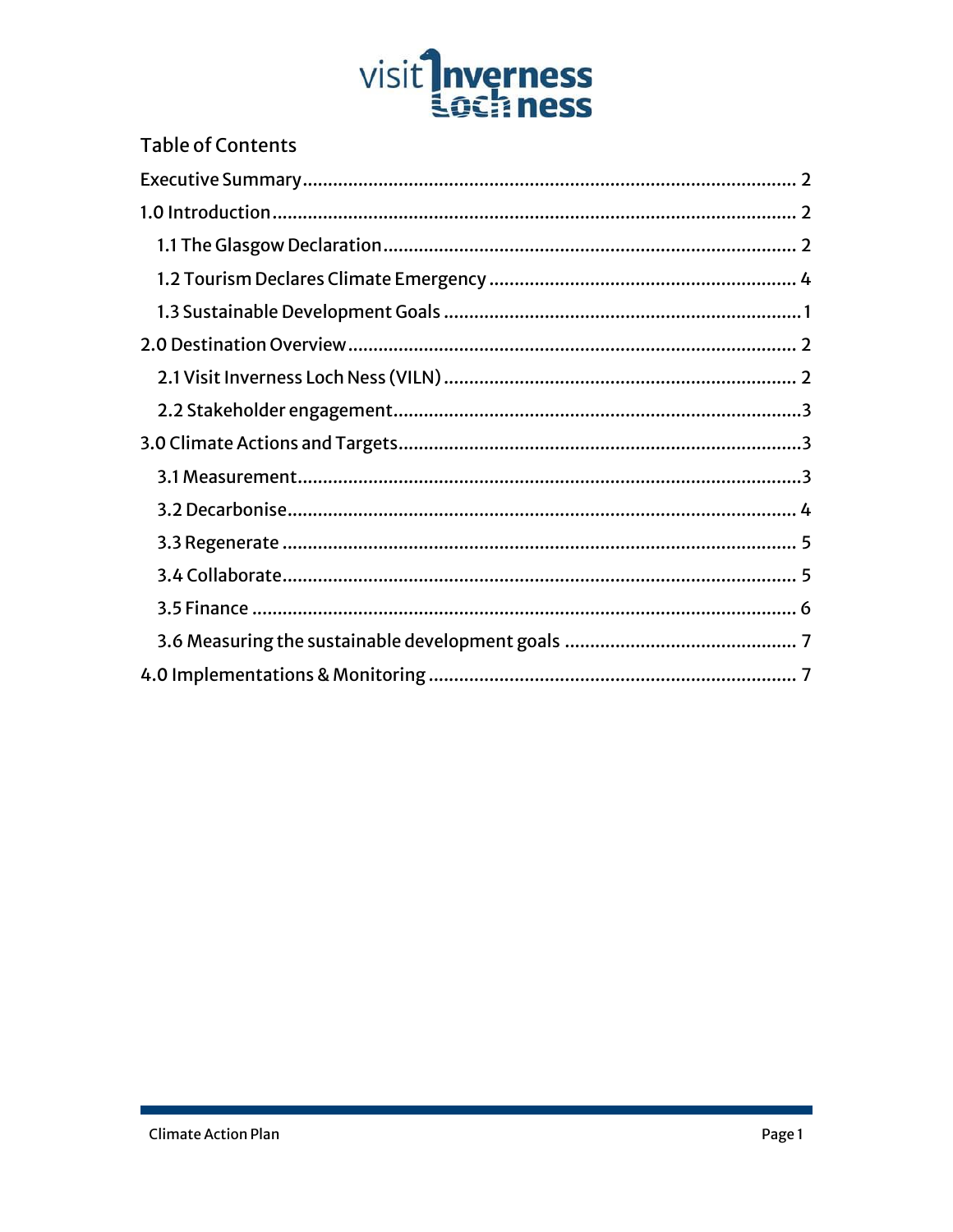# Table of Contents

- Executive Summary ..... 2
- 1.0 Introduction ..... 2
  - 1.1 The Glasgow Declaration ..... 2
  - 1.2 Tourism Declares Climate Emergency ..... 4
  - 1.3 Sustainable Development Goals ..... 1
- 2.0 Destination Overview ..... 2
  - 2.1 Visit Inverness Loch Ness (VILN) ..... 2
  - 2.2 Stakeholder engagement ..... 3
- 3.0 Climate Actions and Targets ..... 3
  - 3.1 Measurement ..... 3
  - 3.2 Decarbonise ..... 4
  - 3.3 Regenerate ..... 5
  - 3.4 Collaborate ..... 5
  - 3.5 Finance ..... 6
  - 3.6 Measuring the sustainable development goals ..... 7
- 4.0 Implementations & Monitoring ..... 7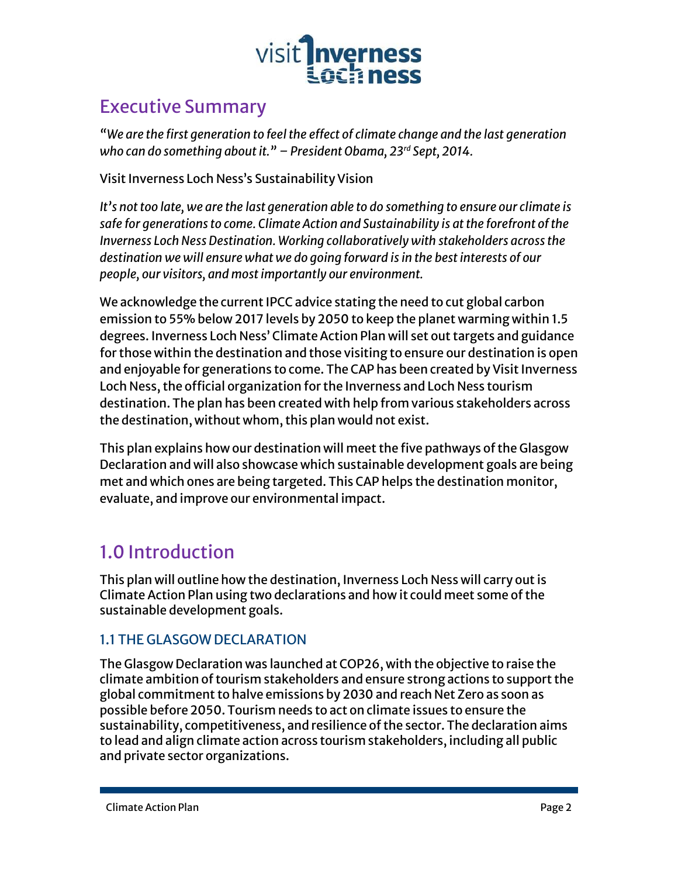## Executive Summary

*"We are the first generation to feel the effect of climate change and the last generation who can do something about it." – President Obama, 23rd Sept, 2014.*

Visit Inverness Loch Ness's Sustainability Vision

*It's not too late, we are the last generation able to do something to ensure our climate is safe for generations to come. Climate Action and Sustainability is at the forefront of the Inverness Loch Ness Destination. Working collaboratively with stakeholders across the destination we will ensure what we do going forward is in the best interests of our people, our visitors, and most importantly our environment.*

We acknowledge the current IPCC advice stating the need to cut global carbon emission to 55% below 2017 levels by 2050 to keep the planet warming within 1.5 degrees. Inverness Loch Ness' Climate Action Plan will set out targets and guidance for those within the destination and those visiting to ensure our destination is open and enjoyable for generations to come. The CAP has been created by Visit Inverness Loch Ness, the official organization for the Inverness and Loch Ness tourism destination. The plan has been created with help from various stakeholders across the destination, without whom, this plan would not exist.

This plan explains how our destination will meet the five pathways of the Glasgow Declaration and will also showcase which sustainable development goals are being met and which ones are being targeted. This CAP helps the destination monitor, evaluate, and improve our environmental impact.

## 1.0 Introduction

This plan will outline how the destination, Inverness Loch Ness will carry out is Climate Action Plan using two declarations and how it could meet some of the sustainable development goals.

### 1.1 THE GLASGOW DECLARATION

The Glasgow Declaration was launched at COP26, with the objective to raise the climate ambition of tourism stakeholders and ensure strong actions to support the global commitment to halve emissions by 2030 and reach Net Zero as soon as possible before 2050. Tourism needs to act on climate issues to ensure the sustainability, competitiveness, and resilience of the sector. The declaration aims to lead and align climate action across tourism stakeholders, including all public and private sector organizations.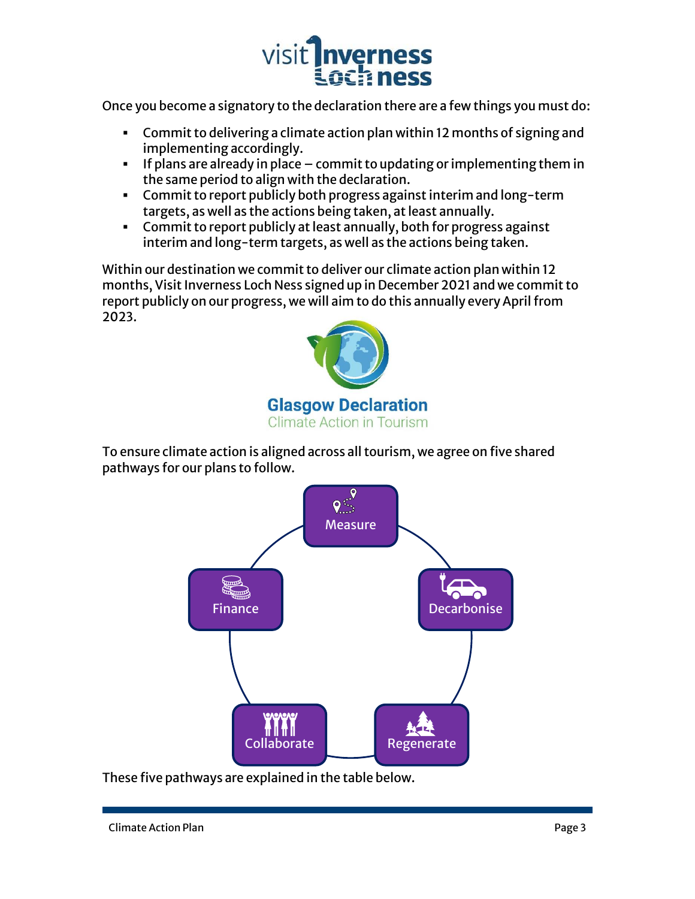Once you become a signatory to the declaration there are a few things you must do:

- Commit to delivering a climate action plan within 12 months of signing and implementing accordingly.
- If plans are already in place – commit to updating or implementing them in the same period to align with the declaration.
- Commit to report publicly both progress against interim and long-term targets, as well as the actions being taken, at least annually.
- Commit to report publicly at least annually, both for progress against interim and long-term targets, as well as the actions being taken.

Within our destination we commit to deliver our climate action plan within 12 months, Visit Inverness Loch Ness signed up in December 2021 and we commit to report publicly on our progress, we will aim to do this annually every April from 2023.

Glasgow Declaration
Climate Action in Tourism

To ensure climate action is aligned across all tourism, we agree on five shared pathways for our plans to follow.

Measure

Decarbonise

Regenerate

Collaborate

Finance

These five pathways are explained in the table below.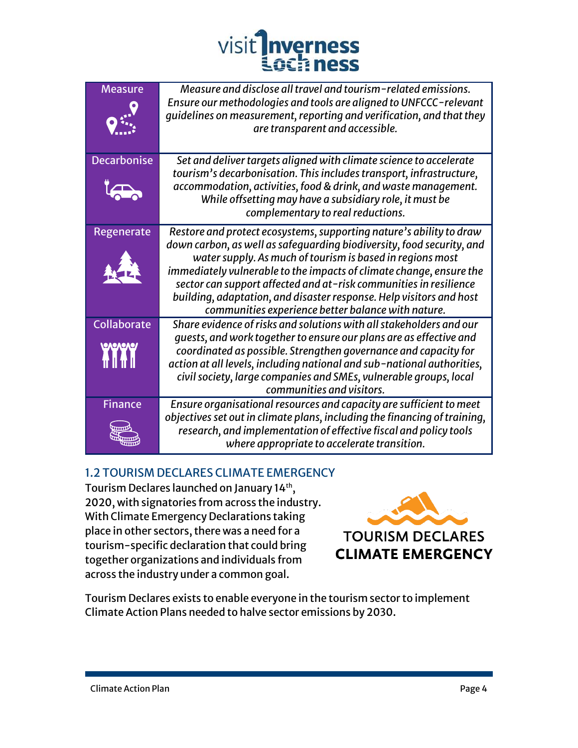| Measure | *Measure and disclose all travel and tourism-related emissions. Ensure our methodologies and tools are aligned to UNFCCC-relevant guidelines on measurement, reporting and verification, and that they are transparent and accessible.* |
|---|---|
| Decarbonise | *Set and deliver targets aligned with climate science to accelerate tourism's decarbonisation. This includes transport, infrastructure, accommodation, activities, food & drink, and waste management. While offsetting may have a subsidiary role, it must be complementary to real reductions.* |
| Regenerate | *Restore and protect ecosystems, supporting nature's ability to draw down carbon, as well as safeguarding biodiversity, food security, and water supply. As much of tourism is based in regions most immediately vulnerable to the impacts of climate change, ensure the sector can support affected and at-risk communities in resilience building, adaptation, and disaster response. Help visitors and host communities experience better balance with nature.* |
| Collaborate | *Share evidence of risks and solutions with all stakeholders and our guests, and work together to ensure our plans are as effective and coordinated as possible. Strengthen governance and capacity for action at all levels, including national and sub-national authorities, civil society, large companies and SMEs, vulnerable groups, local communities and visitors.* |
| Finance | *Ensure organisational resources and capacity are sufficient to meet objectives set out in climate plans, including the financing of training, research, and implementation of effective fiscal and policy tools where appropriate to accelerate transition.* |

## 1.2 TOURISM DECLARES CLIMATE EMERGENCY

Tourism Declares launched on January 14th, 2020, with signatories from across the industry. With Climate Emergency Declarations taking place in other sectors, there was a need for a tourism-specific declaration that could bring together organizations and individuals from across the industry under a common goal.

Tourism Declares exists to enable everyone in the tourism sector to implement Climate Action Plans needed to halve sector emissions by 2030.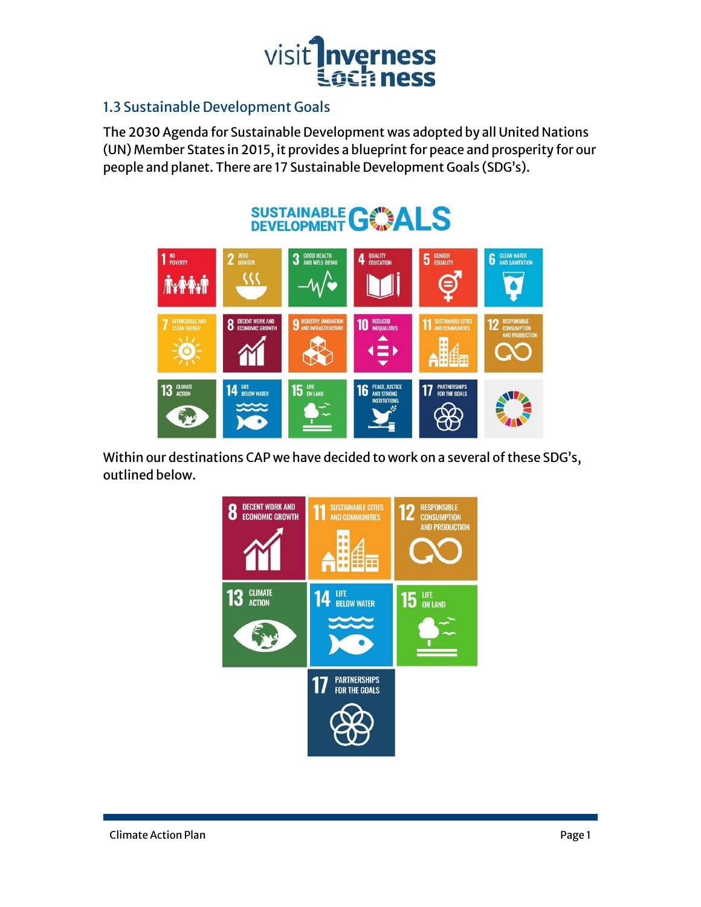## 1.3 Sustainable Development Goals

The 2030 Agenda for Sustainable Development was adopted by all United Nations (UN) Member States in 2015, it provides a blueprint for peace and prosperity for our people and planet. There are 17 Sustainable Development Goals (SDG's).

Within our destinations CAP we have decided to work on a several of these SDG's, outlined below.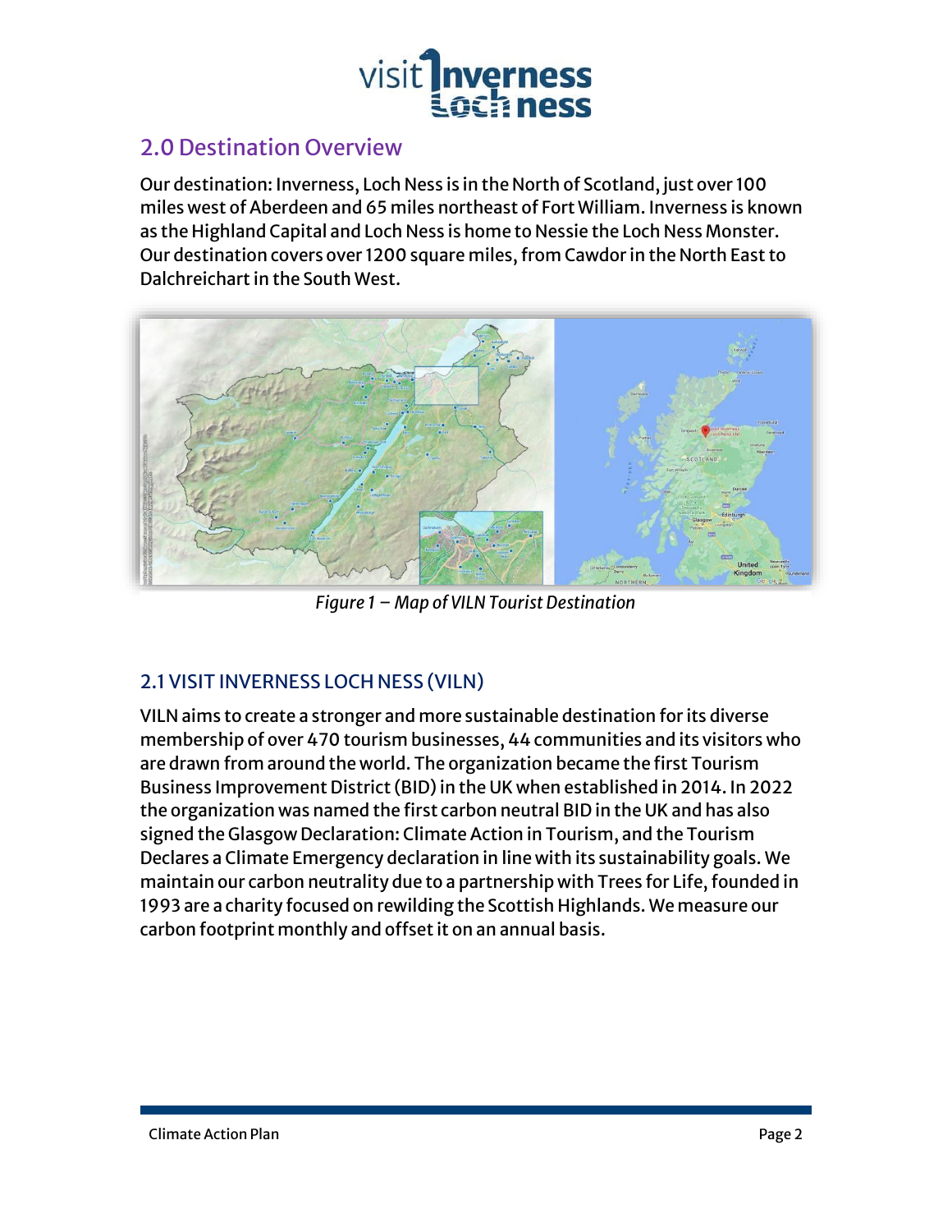## 2.0 Destination Overview

Our destination: Inverness, Loch Ness is in the North of Scotland, just over 100 miles west of Aberdeen and 65 miles northeast of Fort William. Inverness is known as the Highland Capital and Loch Ness is home to Nessie the Loch Ness Monster. Our destination covers over 1200 square miles, from Cawdor in the North East to Dalchreichart in the South West.

*Figure 1 – Map of VILN Tourist Destination*

### 2.1 VISIT INVERNESS LOCH NESS (VILN)

VILN aims to create a stronger and more sustainable destination for its diverse membership of over 470 tourism businesses, 44 communities and its visitors who are drawn from around the world. The organization became the first Tourism Business Improvement District (BID) in the UK when established in 2014. In 2022 the organization was named the first carbon neutral BID in the UK and has also signed the Glasgow Declaration: Climate Action in Tourism, and the Tourism Declares a Climate Emergency declaration in line with its sustainability goals. We maintain our carbon neutrality due to a partnership with Trees for Life, founded in 1993 are a charity focused on rewilding the Scottish Highlands. We measure our carbon footprint monthly and offset it on an annual basis.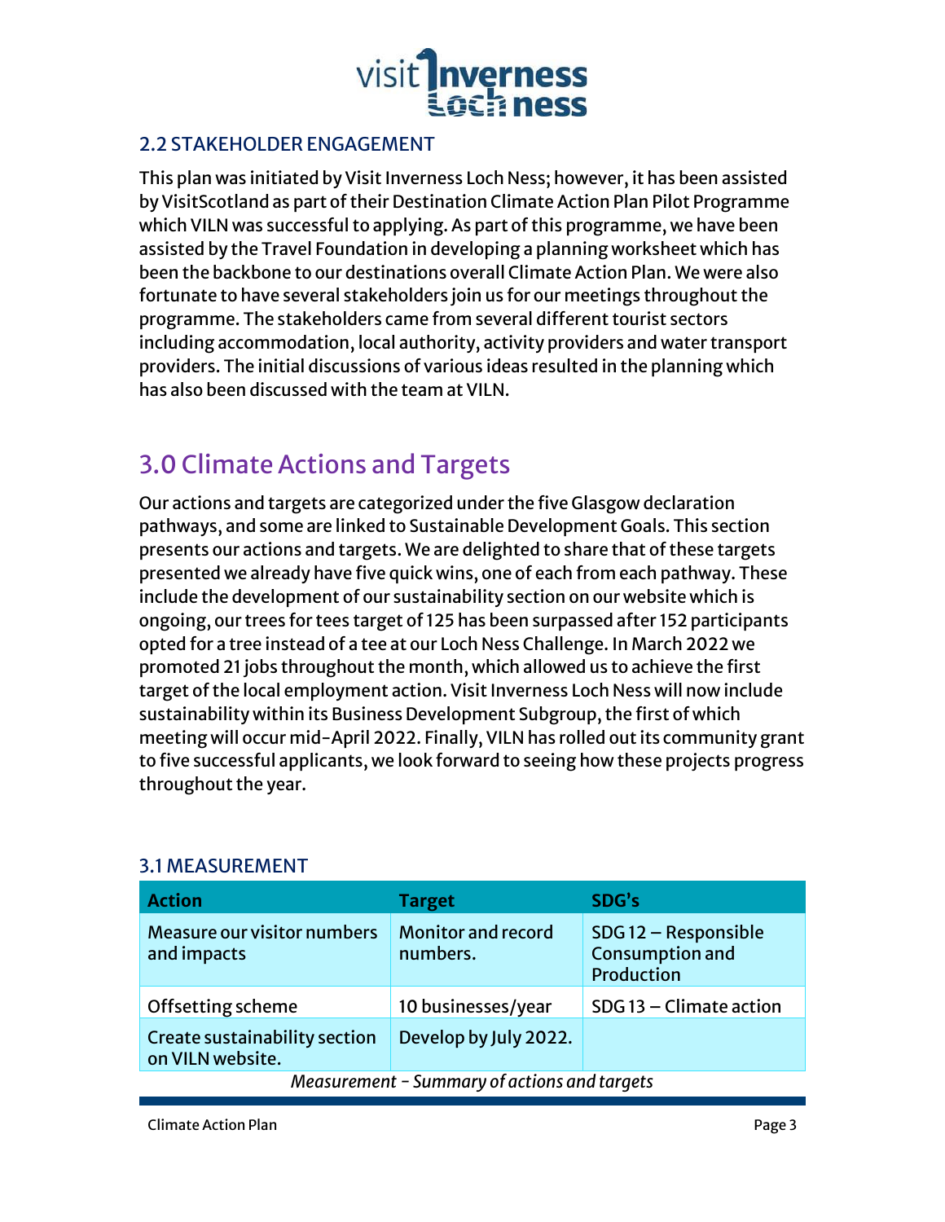## 2.2 STAKEHOLDER ENGAGEMENT

This plan was initiated by Visit Inverness Loch Ness; however, it has been assisted by VisitScotland as part of their Destination Climate Action Plan Pilot Programme which VILN was successful to applying. As part of this programme, we have been assisted by the Travel Foundation in developing a planning worksheet which has been the backbone to our destinations overall Climate Action Plan. We were also fortunate to have several stakeholders join us for our meetings throughout the programme. The stakeholders came from several different tourist sectors including accommodation, local authority, activity providers and water transport providers. The initial discussions of various ideas resulted in the planning which has also been discussed with the team at VILN.

# 3.0 Climate Actions and Targets

Our actions and targets are categorized under the five Glasgow declaration pathways, and some are linked to Sustainable Development Goals. This section presents our actions and targets. We are delighted to share that of these targets presented we already have five quick wins, one of each from each pathway. These include the development of our sustainability section on our website which is ongoing, our trees for tees target of 125 has been surpassed after 152 participants opted for a tree instead of a tee at our Loch Ness Challenge. In March 2022 we promoted 21 jobs throughout the month, which allowed us to achieve the first target of the local employment action. Visit Inverness Loch Ness will now include sustainability within its Business Development Subgroup, the first of which meeting will occur mid-April 2022. Finally, VILN has rolled out its community grant to five successful applicants, we look forward to seeing how these projects progress throughout the year.

## 3.1 MEASUREMENT

| Action | Target | SDG's |
|---|---|---|
| Measure our visitor numbers and impacts | Monitor and record numbers. | SDG 12 – Responsible Consumption and Production |
| Offsetting scheme | 10 businesses/year | SDG 13 – Climate action |
| Create sustainability section on VILN website. | Develop by July 2022. | |

*Measurement - Summary of actions and targets*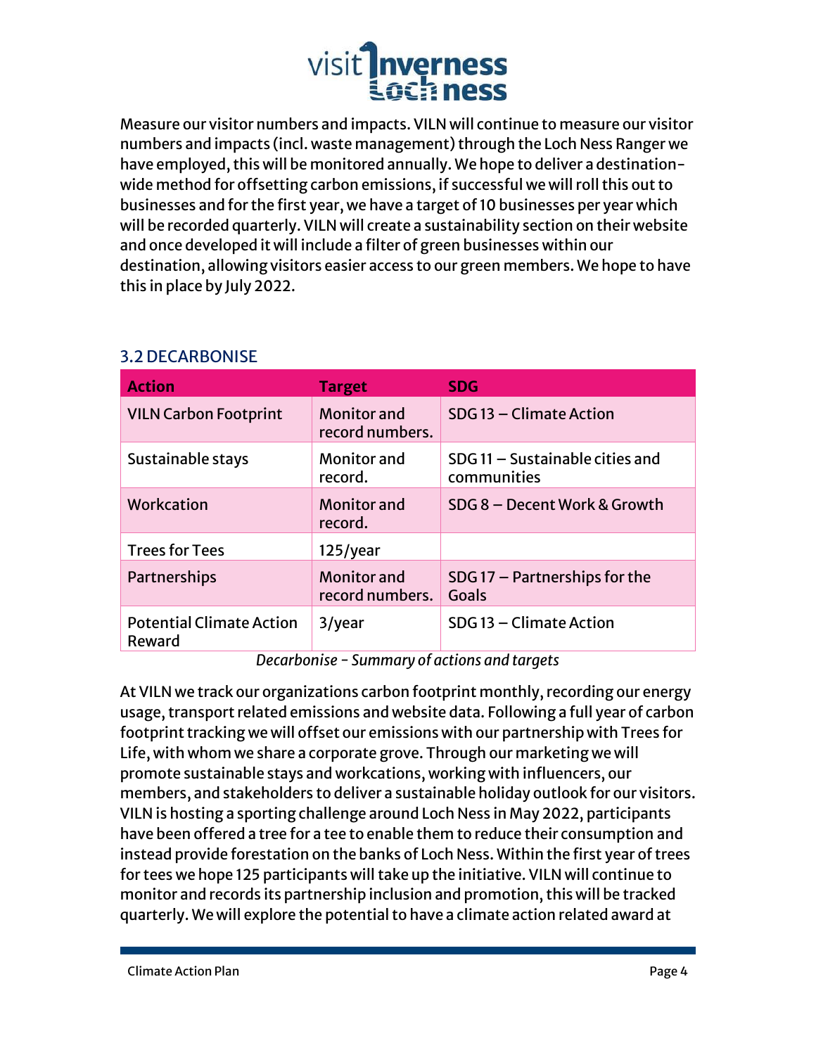Measure our visitor numbers and impacts. VILN will continue to measure our visitor numbers and impacts (incl. waste management) through the Loch Ness Ranger we have employed, this will be monitored annually. We hope to deliver a destination-wide method for offsetting carbon emissions, if successful we will roll this out to businesses and for the first year, we have a target of 10 businesses per year which will be recorded quarterly. VILN will create a sustainability section on their website and once developed it will include a filter of green businesses within our destination, allowing visitors easier access to our green members. We hope to have this in place by July 2022.

## 3.2 DECARBONISE

| Action | Target | SDG |
|---|---|---|
| VILN Carbon Footprint | Monitor and record numbers. | SDG 13 – Climate Action |
| Sustainable stays | Monitor and record. | SDG 11 – Sustainable cities and communities |
| Workcation | Monitor and record. | SDG 8 – Decent Work & Growth |
| Trees for Tees | 125/year | |
| Partnerships | Monitor and record numbers. | SDG 17 – Partnerships for the Goals |
| Potential Climate Action Reward | 3/year | SDG 13 – Climate Action |

*Decarbonise - Summary of actions and targets*

At VILN we track our organizations carbon footprint monthly, recording our energy usage, transport related emissions and website data. Following a full year of carbon footprint tracking we will offset our emissions with our partnership with Trees for Life, with whom we share a corporate grove. Through our marketing we will promote sustainable stays and workcations, working with influencers, our members, and stakeholders to deliver a sustainable holiday outlook for our visitors. VILN is hosting a sporting challenge around Loch Ness in May 2022, participants have been offered a tree for a tee to enable them to reduce their consumption and instead provide forestation on the banks of Loch Ness. Within the first year of trees for tees we hope 125 participants will take up the initiative. VILN will continue to monitor and records its partnership inclusion and promotion, this will be tracked quarterly. We will explore the potential to have a climate action related award at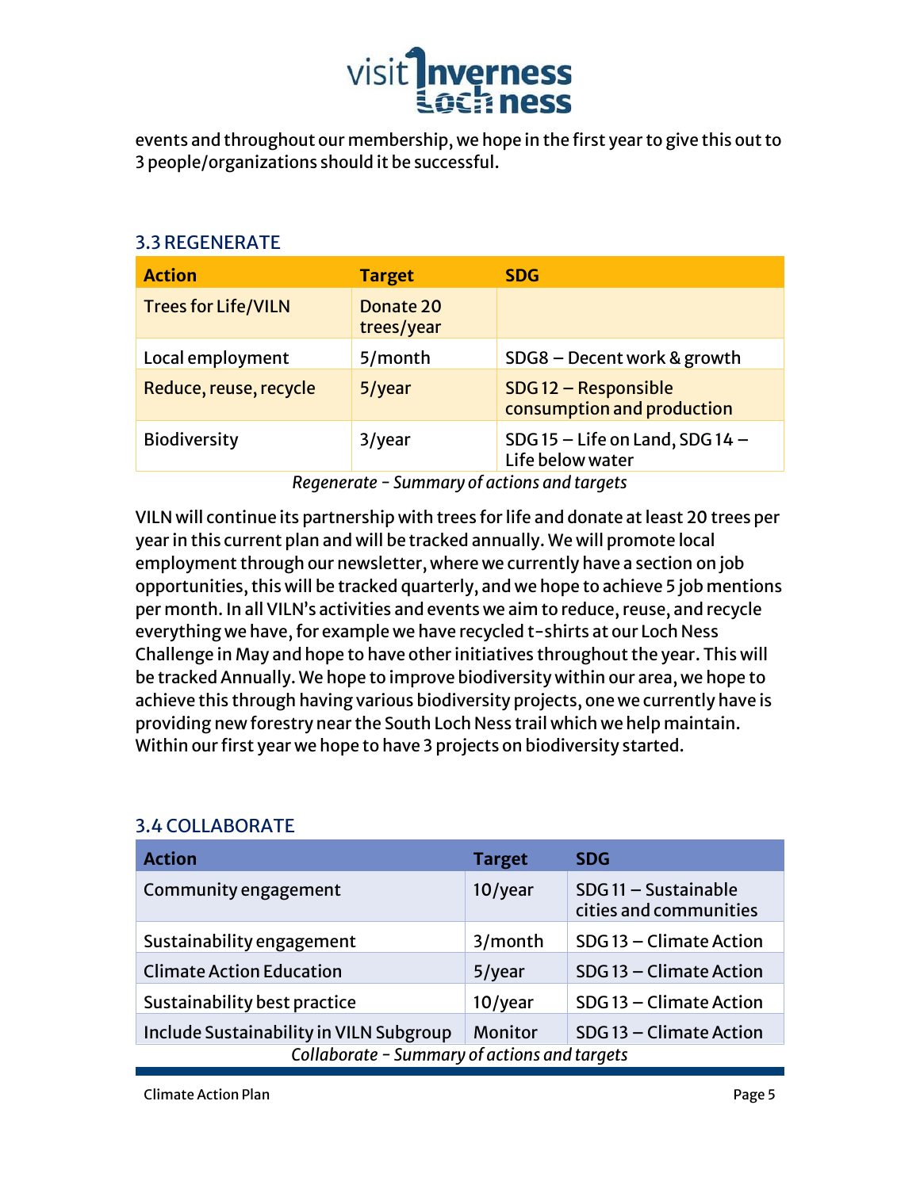events and throughout our membership, we hope in the first year to give this out to 3 people/organizations should it be successful.

### 3.3 REGENERATE

| Action | Target | SDG |
|---|---|---|
| Trees for Life/VILN | Donate 20 trees/year | |
| Local employment | 5/month | SDG8 – Decent work & growth |
| Reduce, reuse, recycle | 5/year | SDG 12 – Responsible consumption and production |
| Biodiversity | 3/year | SDG 15 – Life on Land, SDG 14 – Life below water |

*Regenerate - Summary of actions and targets*

VILN will continue its partnership with trees for life and donate at least 20 trees per year in this current plan and will be tracked annually. We will promote local employment through our newsletter, where we currently have a section on job opportunities, this will be tracked quarterly, and we hope to achieve 5 job mentions per month. In all VILN's activities and events we aim to reduce, reuse, and recycle everything we have, for example we have recycled t-shirts at our Loch Ness Challenge in May and hope to have other initiatives throughout the year. This will be tracked Annually. We hope to improve biodiversity within our area, we hope to achieve this through having various biodiversity projects, one we currently have is providing new forestry near the South Loch Ness trail which we help maintain. Within our first year we hope to have 3 projects on biodiversity started.

### 3.4 COLLABORATE

| Action | Target | SDG |
|---|---|---|
| Community engagement | 10/year | SDG 11 – Sustainable cities and communities |
| Sustainability engagement | 3/month | SDG 13 – Climate Action |
| Climate Action Education | 5/year | SDG 13 – Climate Action |
| Sustainability best practice | 10/year | SDG 13 – Climate Action |
| Include Sustainability in VILN Subgroup | Monitor | SDG 13 – Climate Action |

*Collaborate - Summary of actions and targets*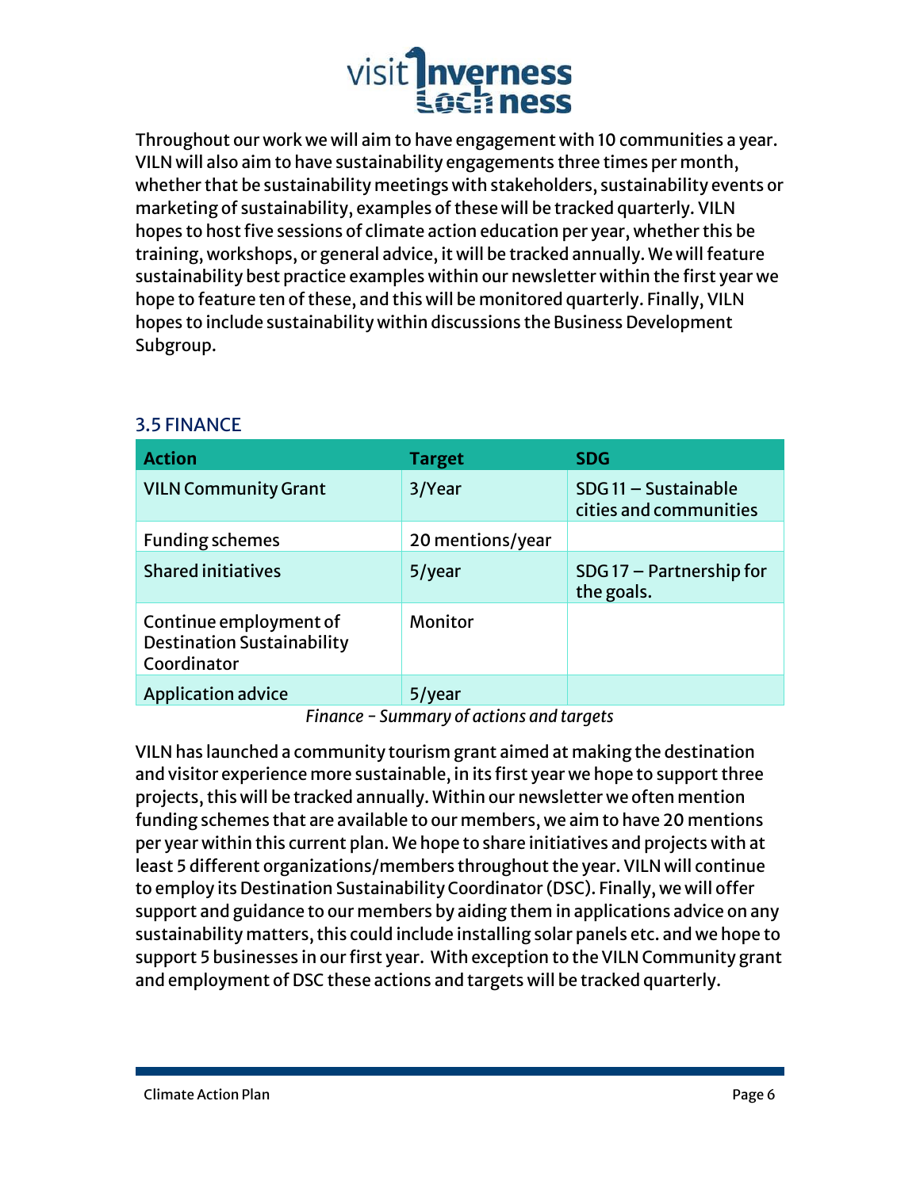Throughout our work we will aim to have engagement with 10 communities a year. VILN will also aim to have sustainability engagements three times per month, whether that be sustainability meetings with stakeholders, sustainability events or marketing of sustainability, examples of these will be tracked quarterly. VILN hopes to host five sessions of climate action education per year, whether this be training, workshops, or general advice, it will be tracked annually. We will feature sustainability best practice examples within our newsletter within the first year we hope to feature ten of these, and this will be monitored quarterly. Finally, VILN hopes to include sustainability within discussions the Business Development Subgroup.

## 3.5 FINANCE

| Action | Target | SDG |
|---|---|---|
| VILN Community Grant | 3/Year | SDG 11 – Sustainable cities and communities |
| Funding schemes | 20 mentions/year | |
| Shared initiatives | 5/year | SDG 17 – Partnership for the goals. |
| Continue employment of Destination Sustainability Coordinator | Monitor | |
| Application advice | 5/year | |

*Finance - Summary of actions and targets*

VILN has launched a community tourism grant aimed at making the destination and visitor experience more sustainable, in its first year we hope to support three projects, this will be tracked annually. Within our newsletter we often mention funding schemes that are available to our members, we aim to have 20 mentions per year within this current plan. We hope to share initiatives and projects with at least 5 different organizations/members throughout the year. VILN will continue to employ its Destination Sustainability Coordinator (DSC). Finally, we will offer support and guidance to our members by aiding them in applications advice on any sustainability matters, this could include installing solar panels etc. and we hope to support 5 businesses in our first year. With exception to the VILN Community grant and employment of DSC these actions and targets will be tracked quarterly.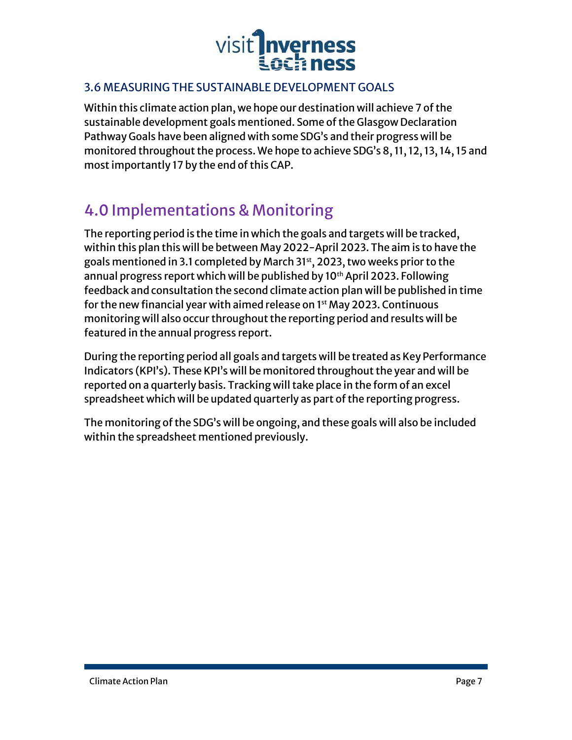## 3.6 MEASURING THE SUSTAINABLE DEVELOPMENT GOALS

Within this climate action plan, we hope our destination will achieve 7 of the sustainable development goals mentioned. Some of the Glasgow Declaration Pathway Goals have been aligned with some SDG's and their progress will be monitored throughout the process. We hope to achieve SDG's 8, 11, 12, 13, 14, 15 and most importantly 17 by the end of this CAP.

# 4.0 Implementations & Monitoring

The reporting period is the time in which the goals and targets will be tracked, within this plan this will be between May 2022-April 2023. The aim is to have the goals mentioned in 3.1 completed by March 31st, 2023, two weeks prior to the annual progress report which will be published by 10th April 2023. Following feedback and consultation the second climate action plan will be published in time for the new financial year with aimed release on 1st May 2023. Continuous monitoring will also occur throughout the reporting period and results will be featured in the annual progress report.

During the reporting period all goals and targets will be treated as Key Performance Indicators (KPI's). These KPI's will be monitored throughout the year and will be reported on a quarterly basis. Tracking will take place in the form of an excel spreadsheet which will be updated quarterly as part of the reporting progress.

The monitoring of the SDG's will be ongoing, and these goals will also be included within the spreadsheet mentioned previously.